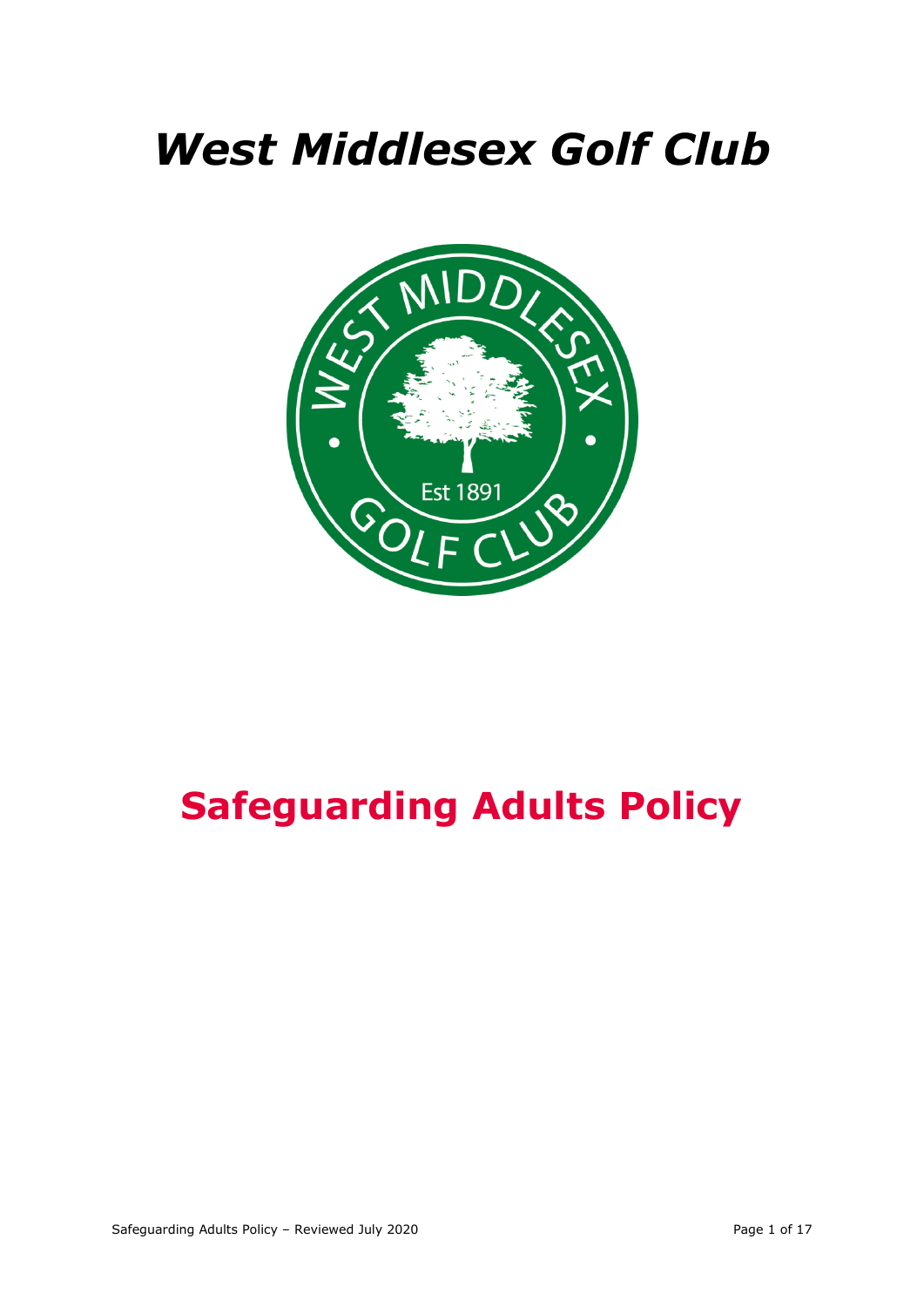# *West Middlesex Golf Club*

# Safeguarding Adults Policy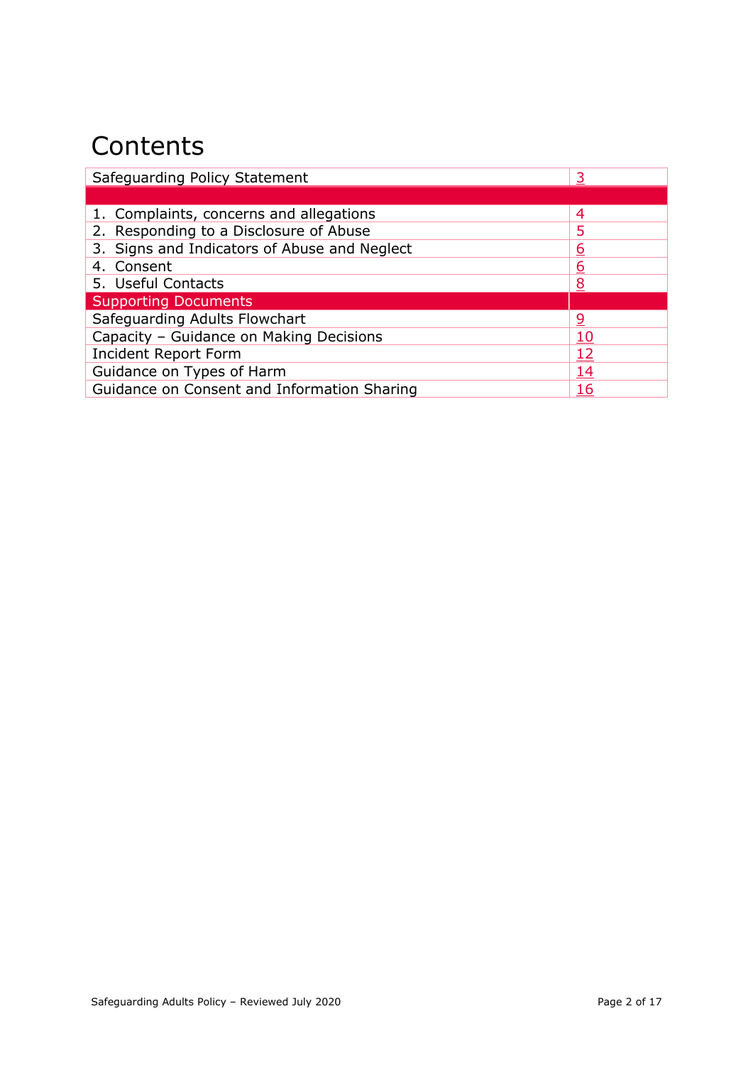# Contents

| | |
|---|---|
| Safeguarding Policy Statement | 3 |
| | |
| 1. Complaints, concerns and allegations | 4 |
| 2. Responding to a Disclosure of Abuse | 5 |
| 3. Signs and Indicators of Abuse and Neglect | 6 |
| 4. Consent | 6 |
| 5. Useful Contacts | 8 |
| Supporting Documents | |
| Safeguarding Adults Flowchart | 9 |
| Capacity – Guidance on Making Decisions | 10 |
| Incident Report Form | 12 |
| Guidance on Types of Harm | 14 |
| Guidance on Consent and Information Sharing | 16 |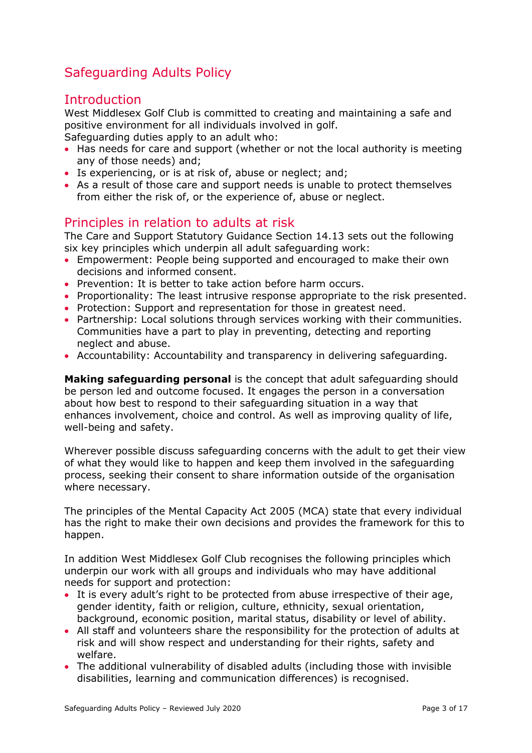# Safeguarding Adults Policy

## Introduction

West Middlesex Golf Club is committed to creating and maintaining a safe and positive environment for all individuals involved in golf.
Safeguarding duties apply to an adult who:

- Has needs for care and support (whether or not the local authority is meeting any of those needs) and;
- Is experiencing, or is at risk of, abuse or neglect; and;
- As a result of those care and support needs is unable to protect themselves from either the risk of, or the experience of, abuse or neglect.

## Principles in relation to adults at risk

The Care and Support Statutory Guidance Section 14.13 sets out the following six key principles which underpin all adult safeguarding work:

- Empowerment: People being supported and encouraged to make their own decisions and informed consent.
- Prevention: It is better to take action before harm occurs.
- Proportionality: The least intrusive response appropriate to the risk presented.
- Protection: Support and representation for those in greatest need.
- Partnership: Local solutions through services working with their communities. Communities have a part to play in preventing, detecting and reporting neglect and abuse.
- Accountability: Accountability and transparency in delivering safeguarding.

**Making safeguarding personal** is the concept that adult safeguarding should be person led and outcome focused. It engages the person in a conversation about how best to respond to their safeguarding situation in a way that enhances involvement, choice and control. As well as improving quality of life, well-being and safety.

Wherever possible discuss safeguarding concerns with the adult to get their view of what they would like to happen and keep them involved in the safeguarding process, seeking their consent to share information outside of the organisation where necessary.

The principles of the Mental Capacity Act 2005 (MCA) state that every individual has the right to make their own decisions and provides the framework for this to happen.

In addition West Middlesex Golf Club recognises the following principles which underpin our work with all groups and individuals who may have additional needs for support and protection:

- It is every adult's right to be protected from abuse irrespective of their age, gender identity, faith or religion, culture, ethnicity, sexual orientation, background, economic position, marital status, disability or level of ability.
- All staff and volunteers share the responsibility for the protection of adults at risk and will show respect and understanding for their rights, safety and welfare.
- The additional vulnerability of disabled adults (including those with invisible disabilities, learning and communication differences) is recognised.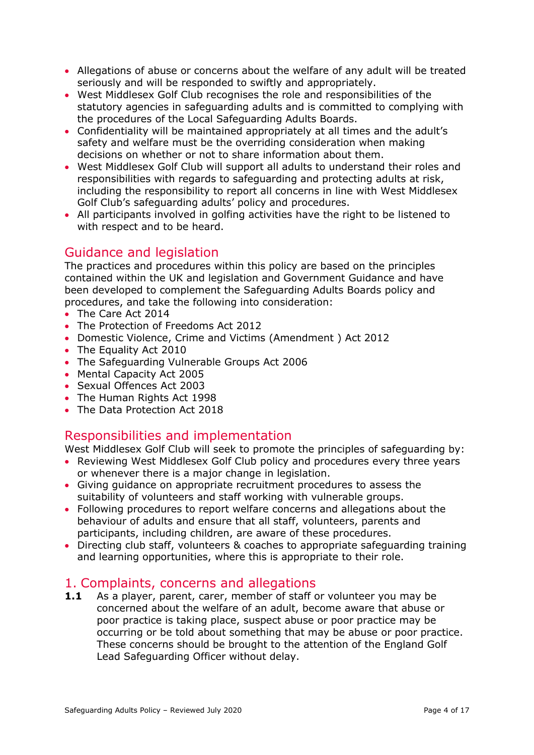- Allegations of abuse or concerns about the welfare of any adult will be treated seriously and will be responded to swiftly and appropriately.
- West Middlesex Golf Club recognises the role and responsibilities of the statutory agencies in safeguarding adults and is committed to complying with the procedures of the Local Safeguarding Adults Boards.
- Confidentiality will be maintained appropriately at all times and the adult's safety and welfare must be the overriding consideration when making decisions on whether or not to share information about them.
- West Middlesex Golf Club will support all adults to understand their roles and responsibilities with regards to safeguarding and protecting adults at risk, including the responsibility to report all concerns in line with West Middlesex Golf Club's safeguarding adults' policy and procedures.
- All participants involved in golfing activities have the right to be listened to with respect and to be heard.

## Guidance and legislation

The practices and procedures within this policy are based on the principles contained within the UK and legislation and Government Guidance and have been developed to complement the Safeguarding Adults Boards policy and procedures, and take the following into consideration:

- The Care Act 2014
- The Protection of Freedoms Act 2012
- Domestic Violence, Crime and Victims (Amendment ) Act 2012
- The Equality Act 2010
- The Safeguarding Vulnerable Groups Act 2006
- Mental Capacity Act 2005
- Sexual Offences Act 2003
- The Human Rights Act 1998
- The Data Protection Act 2018

## Responsibilities and implementation

West Middlesex Golf Club will seek to promote the principles of safeguarding by:

- Reviewing West Middlesex Golf Club policy and procedures every three years or whenever there is a major change in legislation.
- Giving guidance on appropriate recruitment procedures to assess the suitability of volunteers and staff working with vulnerable groups.
- Following procedures to report welfare concerns and allegations about the behaviour of adults and ensure that all staff, volunteers, parents and participants, including children, are aware of these procedures.
- Directing club staff, volunteers & coaches to appropriate safeguarding training and learning opportunities, where this is appropriate to their role.

## 1. Complaints, concerns and allegations

**1.1** As a player, parent, carer, member of staff or volunteer you may be concerned about the welfare of an adult, become aware that abuse or poor practice is taking place, suspect abuse or poor practice may be occurring or be told about something that may be abuse or poor practice. These concerns should be brought to the attention of the England Golf Lead Safeguarding Officer without delay.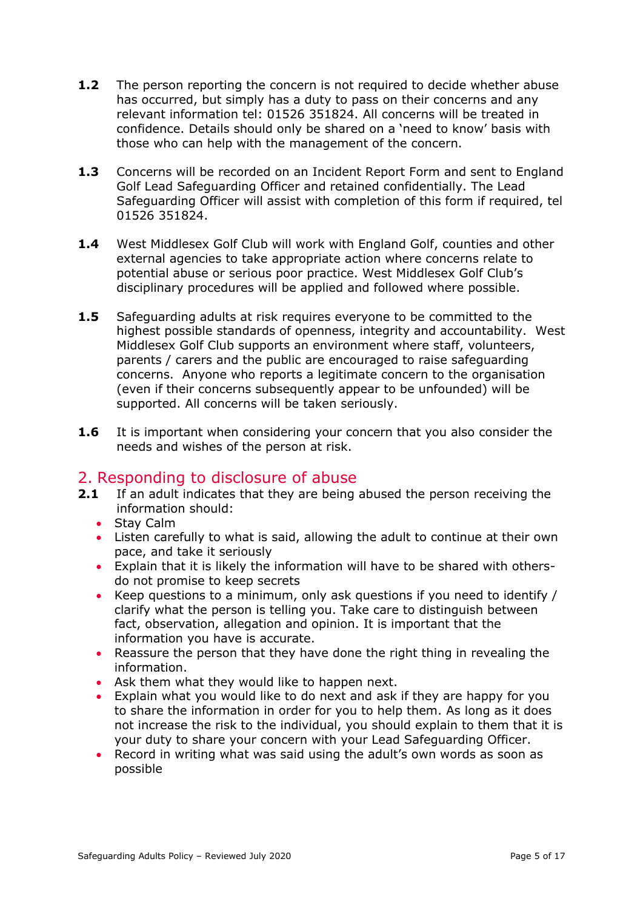**1.2** The person reporting the concern is not required to decide whether abuse has occurred, but simply has a duty to pass on their concerns and any relevant information tel: 01526 351824. All concerns will be treated in confidence. Details should only be shared on a 'need to know' basis with those who can help with the management of the concern.

**1.3** Concerns will be recorded on an Incident Report Form and sent to England Golf Lead Safeguarding Officer and retained confidentially. The Lead Safeguarding Officer will assist with completion of this form if required, tel 01526 351824.

**1.4** West Middlesex Golf Club will work with England Golf, counties and other external agencies to take appropriate action where concerns relate to potential abuse or serious poor practice. West Middlesex Golf Club's disciplinary procedures will be applied and followed where possible.

**1.5** Safeguarding adults at risk requires everyone to be committed to the highest possible standards of openness, integrity and accountability. West Middlesex Golf Club supports an environment where staff, volunteers, parents / carers and the public are encouraged to raise safeguarding concerns. Anyone who reports a legitimate concern to the organisation (even if their concerns subsequently appear to be unfounded) will be supported. All concerns will be taken seriously.

**1.6** It is important when considering your concern that you also consider the needs and wishes of the person at risk.

## 2. Responding to disclosure of abuse

**2.1** If an adult indicates that they are being abused the person receiving the information should:

- Stay Calm
- Listen carefully to what is said, allowing the adult to continue at their own pace, and take it seriously
- Explain that it is likely the information will have to be shared with others- do not promise to keep secrets
- Keep questions to a minimum, only ask questions if you need to identify / clarify what the person is telling you. Take care to distinguish between fact, observation, allegation and opinion. It is important that the information you have is accurate.
- Reassure the person that they have done the right thing in revealing the information.
- Ask them what they would like to happen next.
- Explain what you would like to do next and ask if they are happy for you to share the information in order for you to help them. As long as it does not increase the risk to the individual, you should explain to them that it is your duty to share your concern with your Lead Safeguarding Officer.
- Record in writing what was said using the adult's own words as soon as possible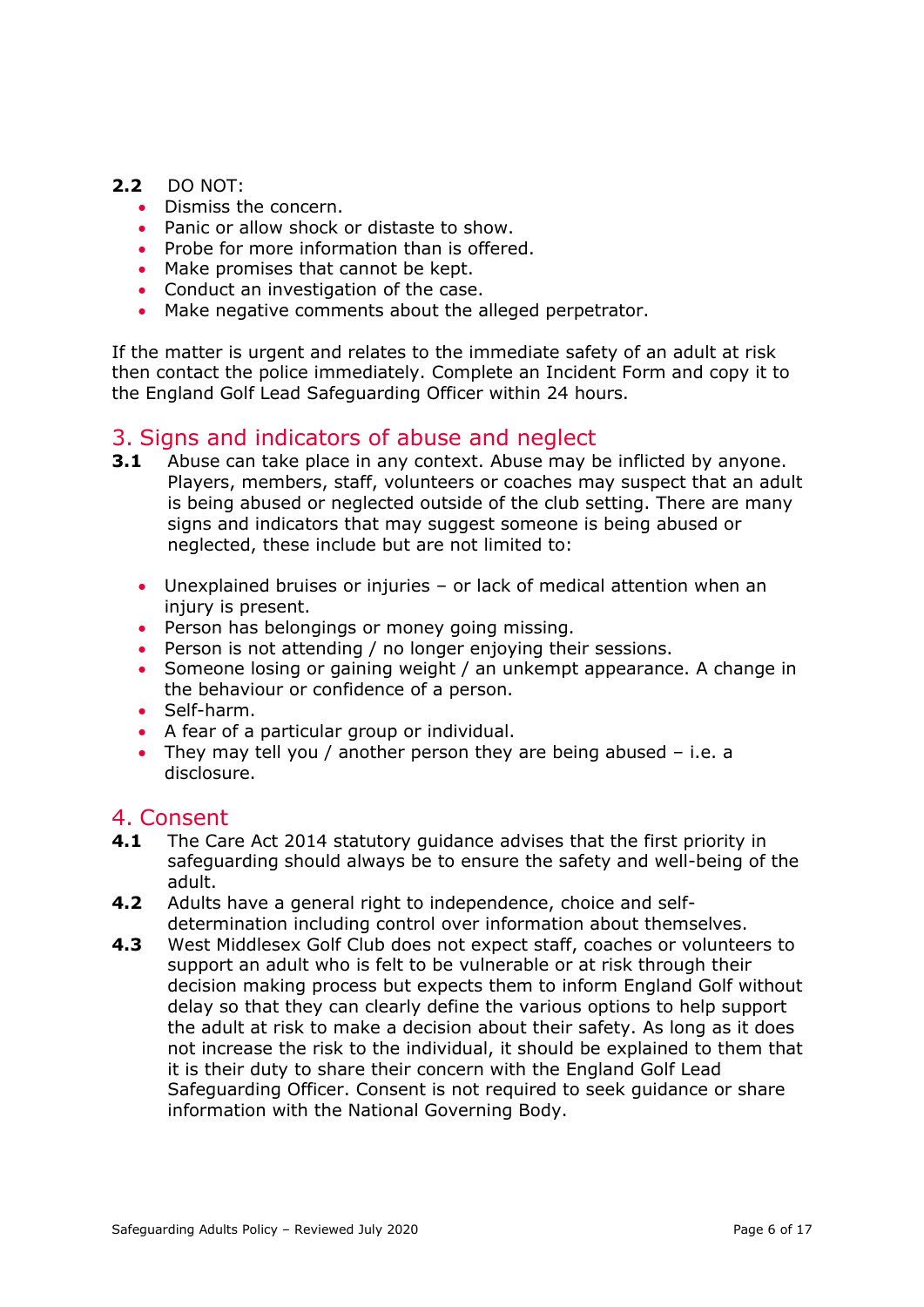**2.2** DO NOT:

- Dismiss the concern.
- Panic or allow shock or distaste to show.
- Probe for more information than is offered.
- Make promises that cannot be kept.
- Conduct an investigation of the case.
- Make negative comments about the alleged perpetrator.

If the matter is urgent and relates to the immediate safety of an adult at risk then contact the police immediately. Complete an Incident Form and copy it to the England Golf Lead Safeguarding Officer within 24 hours.

## 3. Signs and indicators of abuse and neglect

**3.1** Abuse can take place in any context. Abuse may be inflicted by anyone. Players, members, staff, volunteers or coaches may suspect that an adult is being abused or neglected outside of the club setting. There are many signs and indicators that may suggest someone is being abused or neglected, these include but are not limited to:

- Unexplained bruises or injuries – or lack of medical attention when an injury is present.
- Person has belongings or money going missing.
- Person is not attending / no longer enjoying their sessions.
- Someone losing or gaining weight / an unkempt appearance. A change in the behaviour or confidence of a person.
- Self-harm.
- A fear of a particular group or individual.
- They may tell you / another person they are being abused – i.e. a disclosure.

## 4. Consent

**4.1** The Care Act 2014 statutory guidance advises that the first priority in safeguarding should always be to ensure the safety and well-being of the adult.

**4.2** Adults have a general right to independence, choice and self-determination including control over information about themselves.

**4.3** West Middlesex Golf Club does not expect staff, coaches or volunteers to support an adult who is felt to be vulnerable or at risk through their decision making process but expects them to inform England Golf without delay so that they can clearly define the various options to help support the adult at risk to make a decision about their safety. As long as it does not increase the risk to the individual, it should be explained to them that it is their duty to share their concern with the England Golf Lead Safeguarding Officer. Consent is not required to seek guidance or share information with the National Governing Body.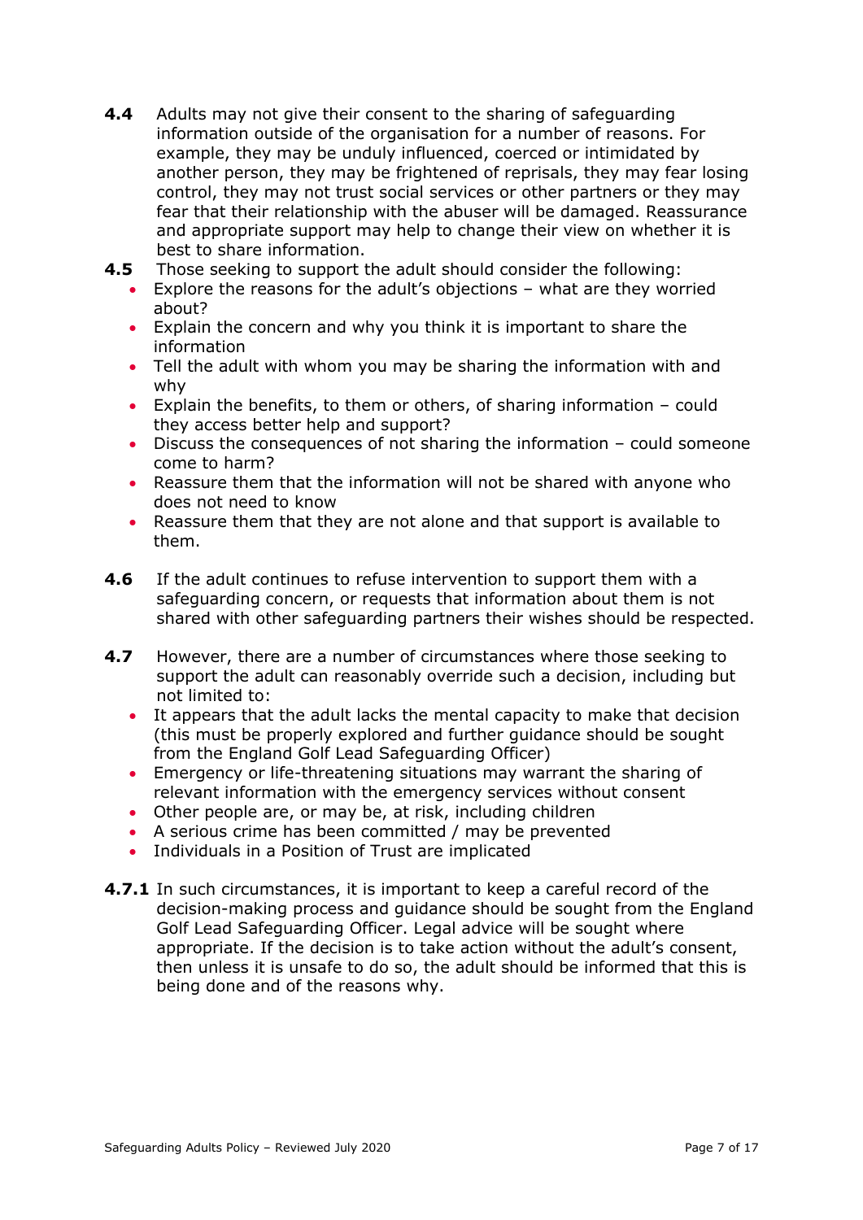**4.4** Adults may not give their consent to the sharing of safeguarding information outside of the organisation for a number of reasons. For example, they may be unduly influenced, coerced or intimidated by another person, they may be frightened of reprisals, they may fear losing control, they may not trust social services or other partners or they may fear that their relationship with the abuser will be damaged. Reassurance and appropriate support may help to change their view on whether it is best to share information.

**4.5** Those seeking to support the adult should consider the following:

- Explore the reasons for the adult's objections – what are they worried about?
- Explain the concern and why you think it is important to share the information
- Tell the adult with whom you may be sharing the information with and why
- Explain the benefits, to them or others, of sharing information – could they access better help and support?
- Discuss the consequences of not sharing the information – could someone come to harm?
- Reassure them that the information will not be shared with anyone who does not need to know
- Reassure them that they are not alone and that support is available to them.

**4.6** If the adult continues to refuse intervention to support them with a safeguarding concern, or requests that information about them is not shared with other safeguarding partners their wishes should be respected.

**4.7** However, there are a number of circumstances where those seeking to support the adult can reasonably override such a decision, including but not limited to:

- It appears that the adult lacks the mental capacity to make that decision (this must be properly explored and further guidance should be sought from the England Golf Lead Safeguarding Officer)
- Emergency or life-threatening situations may warrant the sharing of relevant information with the emergency services without consent
- Other people are, or may be, at risk, including children
- A serious crime has been committed / may be prevented
- Individuals in a Position of Trust are implicated

**4.7.1** In such circumstances, it is important to keep a careful record of the decision-making process and guidance should be sought from the England Golf Lead Safeguarding Officer. Legal advice will be sought where appropriate. If the decision is to take action without the adult's consent, then unless it is unsafe to do so, the adult should be informed that this is being done and of the reasons why.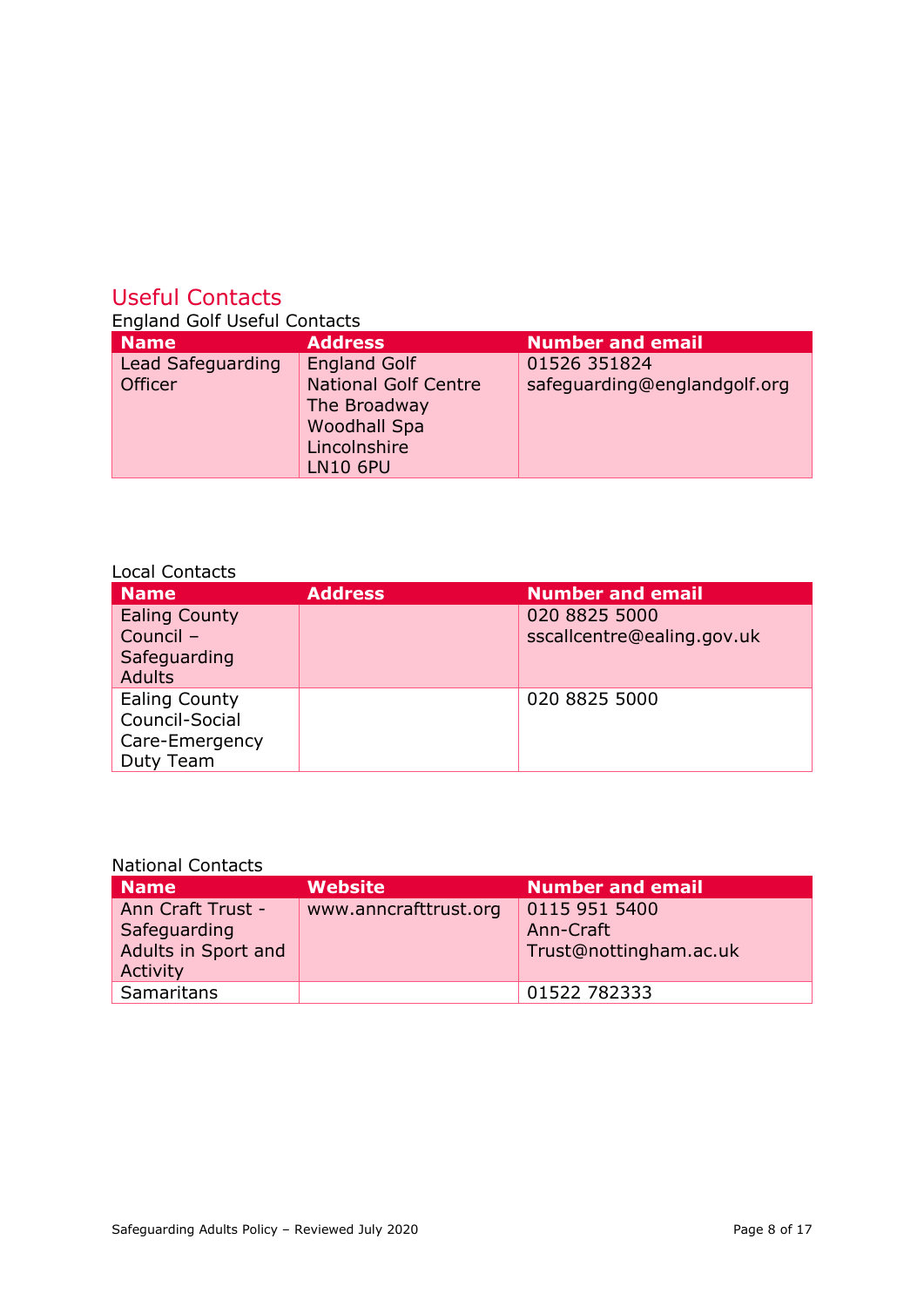## Useful Contacts

England Golf Useful Contacts

| Name | Address | Number and email |
|---|---|---|
| Lead Safeguarding Officer | England Golf National Golf Centre The Broadway Woodhall Spa Lincolnshire LN10 6PU | 01526 351824 safeguarding@englandgolf.org |

Local Contacts

| Name | Address | Number and email |
|---|---|---|
| Ealing County Council – Safeguarding Adults | | 020 8825 5000 sscallcentre@ealing.gov.uk |
| Ealing County Council-Social Care-Emergency Duty Team | | 020 8825 5000 |

National Contacts

| Name | Website | Number and email |
|---|---|---|
| Ann Craft Trust - Safeguarding Adults in Sport and Activity | www.anncrafttrust.org | 0115 951 5400 Ann-Craft Trust@nottingham.ac.uk |
| Samaritans | | 01522 782333 |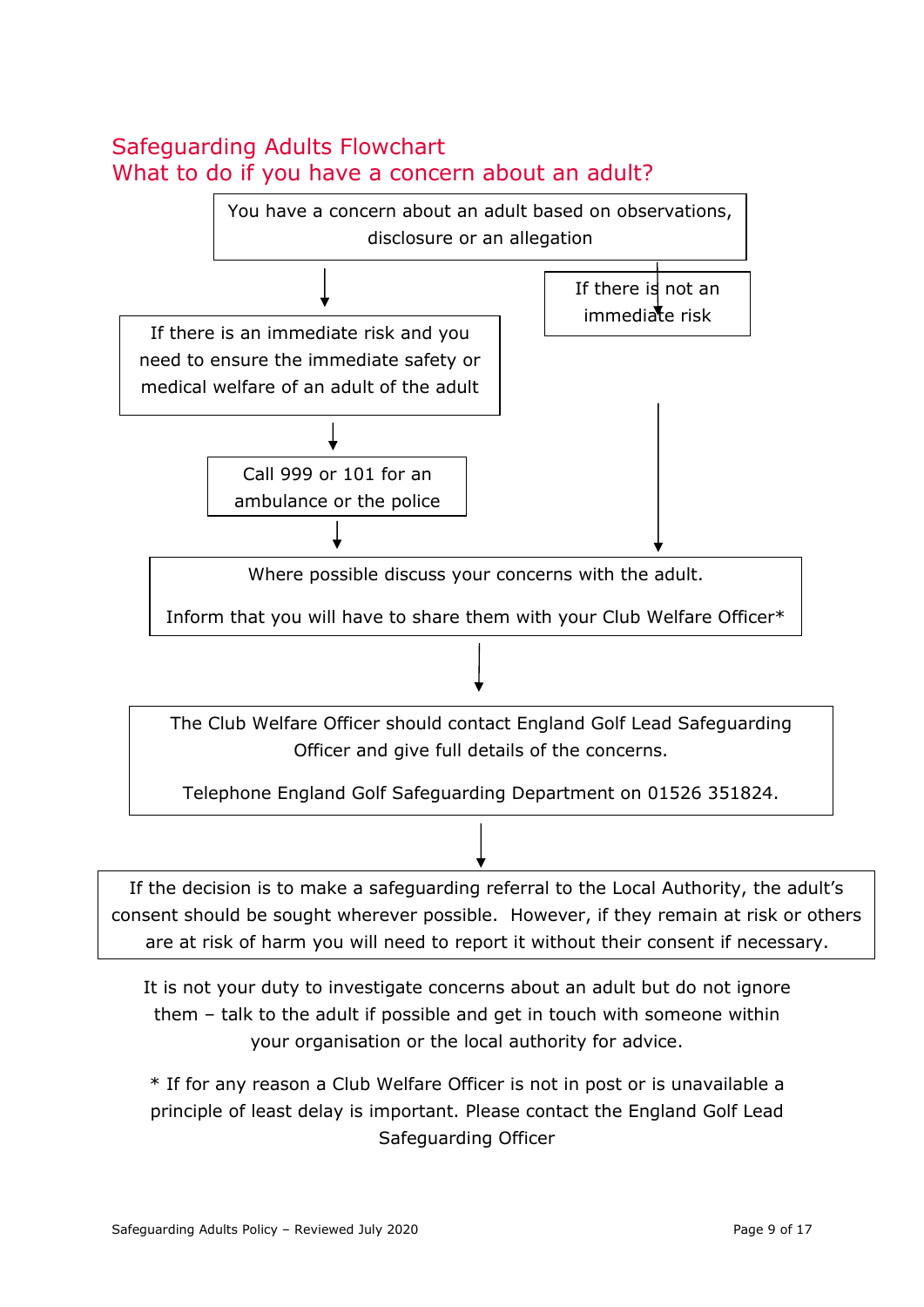## Safeguarding Adults Flowchart
## What to do if you have a concern about an adult?

You have a concern about an adult based on observations, disclosure or an allegation

If there is an immediate risk and you need to ensure the immediate safety or medical welfare of an adult of the adult

Call 999 or 101 for an ambulance or the police

If there is not an immediate risk

Where possible discuss your concerns with the adult.

Inform that you will have to share them with your Club Welfare Officer*

The Club Welfare Officer should contact England Golf Lead Safeguarding Officer and give full details of the concerns.

Telephone England Golf Safeguarding Department on 01526 351824.

If the decision is to make a safeguarding referral to the Local Authority, the adult's consent should be sought wherever possible. However, if they remain at risk or others are at risk of harm you will need to report it without their consent if necessary.

It is not your duty to investigate concerns about an adult but do not ignore them – talk to the adult if possible and get in touch with someone within your organisation or the local authority for advice.

* If for any reason a Club Welfare Officer is not in post or is unavailable a principle of least delay is important. Please contact the England Golf Lead Safeguarding Officer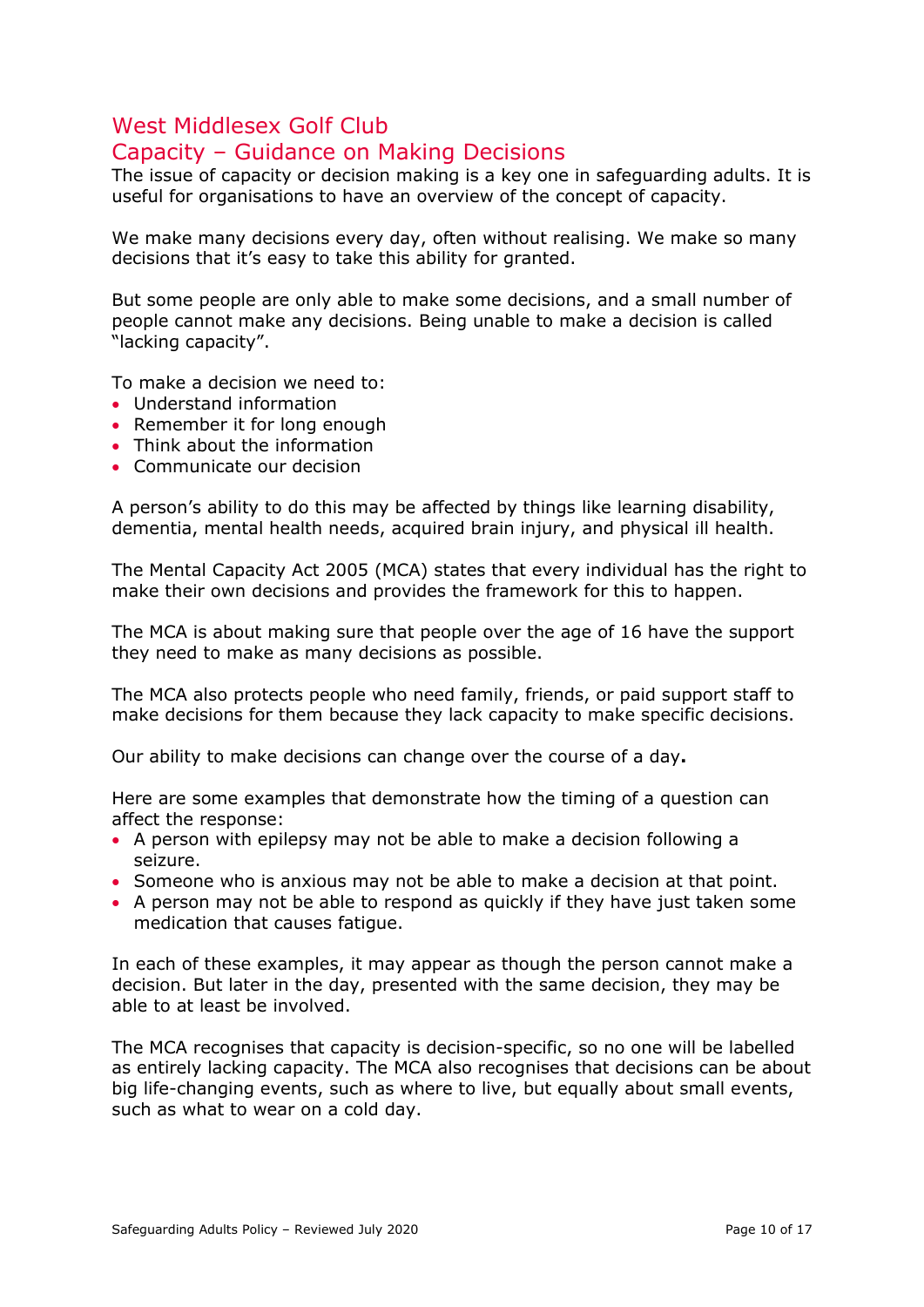## West Middlesex Golf Club
## Capacity – Guidance on Making Decisions

The issue of capacity or decision making is a key one in safeguarding adults. It is useful for organisations to have an overview of the concept of capacity.

We make many decisions every day, often without realising. We make so many decisions that it's easy to take this ability for granted.

But some people are only able to make some decisions, and a small number of people cannot make any decisions. Being unable to make a decision is called "lacking capacity".

To make a decision we need to:

- Understand information
- Remember it for long enough
- Think about the information
- Communicate our decision

A person's ability to do this may be affected by things like learning disability, dementia, mental health needs, acquired brain injury, and physical ill health.

The Mental Capacity Act 2005 (MCA) states that every individual has the right to make their own decisions and provides the framework for this to happen.

The MCA is about making sure that people over the age of 16 have the support they need to make as many decisions as possible.

The MCA also protects people who need family, friends, or paid support staff to make decisions for them because they lack capacity to make specific decisions.

Our ability to make decisions can change over the course of a day**.**

Here are some examples that demonstrate how the timing of a question can affect the response:

- A person with epilepsy may not be able to make a decision following a seizure.
- Someone who is anxious may not be able to make a decision at that point.
- A person may not be able to respond as quickly if they have just taken some medication that causes fatigue.

In each of these examples, it may appear as though the person cannot make a decision. But later in the day, presented with the same decision, they may be able to at least be involved.

The MCA recognises that capacity is decision-specific, so no one will be labelled as entirely lacking capacity. The MCA also recognises that decisions can be about big life-changing events, such as where to live, but equally about small events, such as what to wear on a cold day.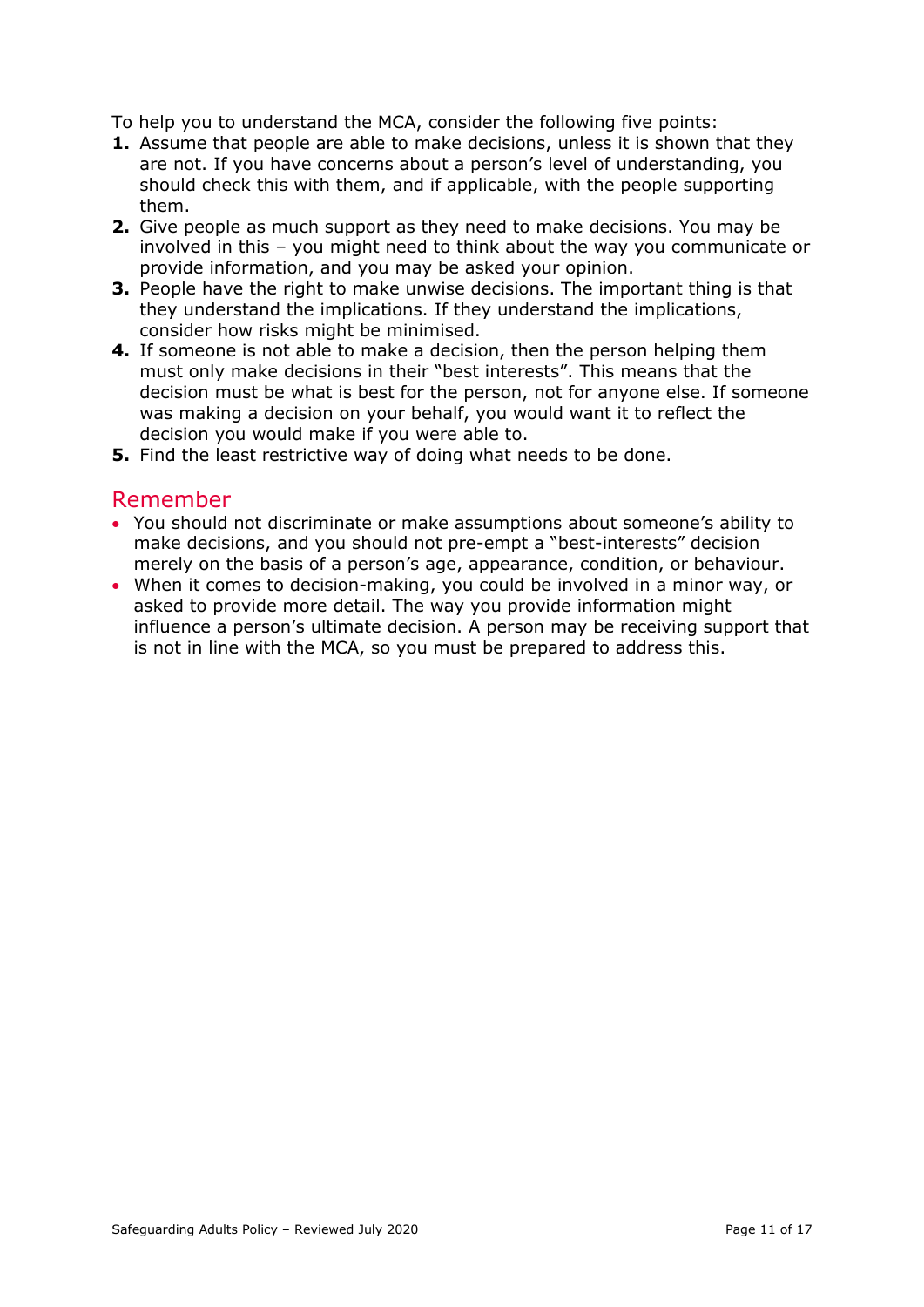To help you to understand the MCA, consider the following five points:

1. Assume that people are able to make decisions, unless it is shown that they are not. If you have concerns about a person's level of understanding, you should check this with them, and if applicable, with the people supporting them.
2. Give people as much support as they need to make decisions. You may be involved in this – you might need to think about the way you communicate or provide information, and you may be asked your opinion.
3. People have the right to make unwise decisions. The important thing is that they understand the implications. If they understand the implications, consider how risks might be minimised.
4. If someone is not able to make a decision, then the person helping them must only make decisions in their "best interests". This means that the decision must be what is best for the person, not for anyone else. If someone was making a decision on your behalf, you would want it to reflect the decision you would make if you were able to.
5. Find the least restrictive way of doing what needs to be done.

## Remember

- You should not discriminate or make assumptions about someone's ability to make decisions, and you should not pre-empt a "best-interests" decision merely on the basis of a person's age, appearance, condition, or behaviour.
- When it comes to decision-making, you could be involved in a minor way, or asked to provide more detail. The way you provide information might influence a person's ultimate decision. A person may be receiving support that is not in line with the MCA, so you must be prepared to address this.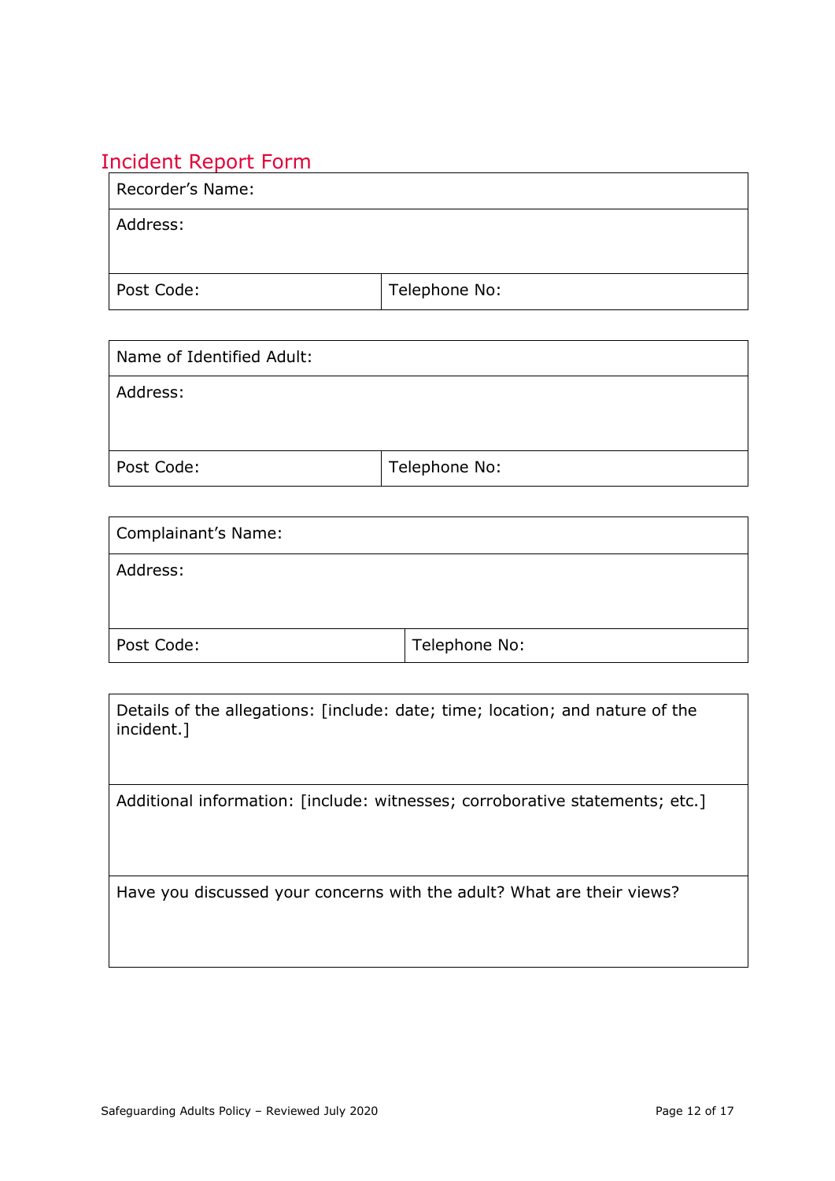## Incident Report Form

| | |
|---|---|
| Recorder's Name: | |
| Address: | |
| Post Code: | Telephone No: |

| | |
|---|---|
| Name of Identified Adult: | |
| Address: | |
| Post Code: | Telephone No: |

| | |
|---|---|
| Complainant's Name: | |
| Address: | |
| Post Code: | Telephone No: |

| |
|---|
| Details of the allegations: [include: date; time; location; and nature of the incident.] |
| Additional information: [include: witnesses; corroborative statements; etc.] |
| Have you discussed your concerns with the adult? What are their views? |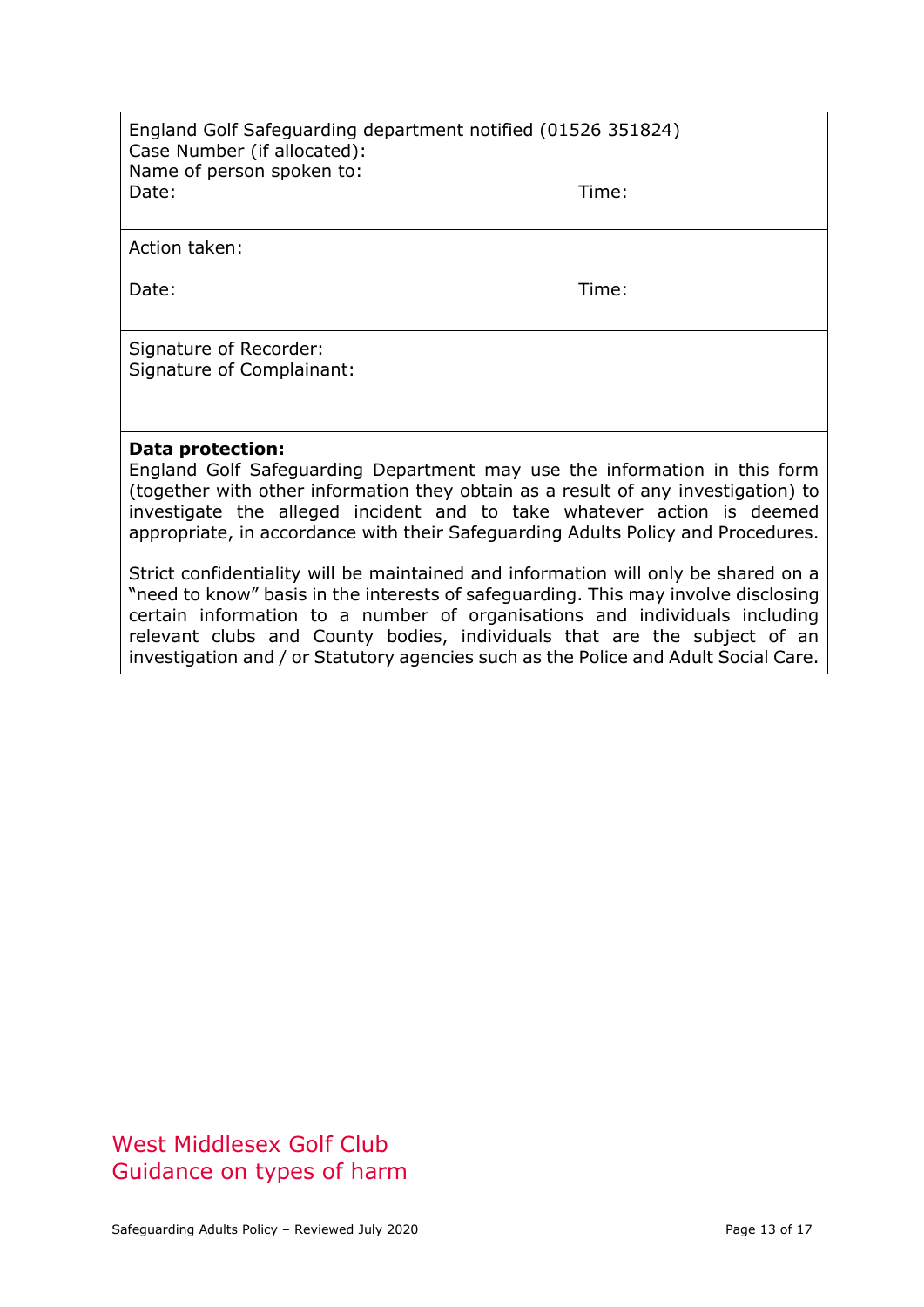England Golf Safeguarding department notified (01526 351824)
Case Number (if allocated):
Name of person spoken to:
Date: Time:

Action taken:

Date: Time:

Signature of Recorder:
Signature of Complainant:

**Data protection:**
England Golf Safeguarding Department may use the information in this form (together with other information they obtain as a result of any investigation) to investigate the alleged incident and to take whatever action is deemed appropriate, in accordance with their Safeguarding Adults Policy and Procedures.

Strict confidentiality will be maintained and information will only be shared on a "need to know" basis in the interests of safeguarding. This may involve disclosing certain information to a number of organisations and individuals including relevant clubs and County bodies, individuals that are the subject of an investigation and / or Statutory agencies such as the Police and Adult Social Care.

## West Middlesex Golf Club
## Guidance on types of harm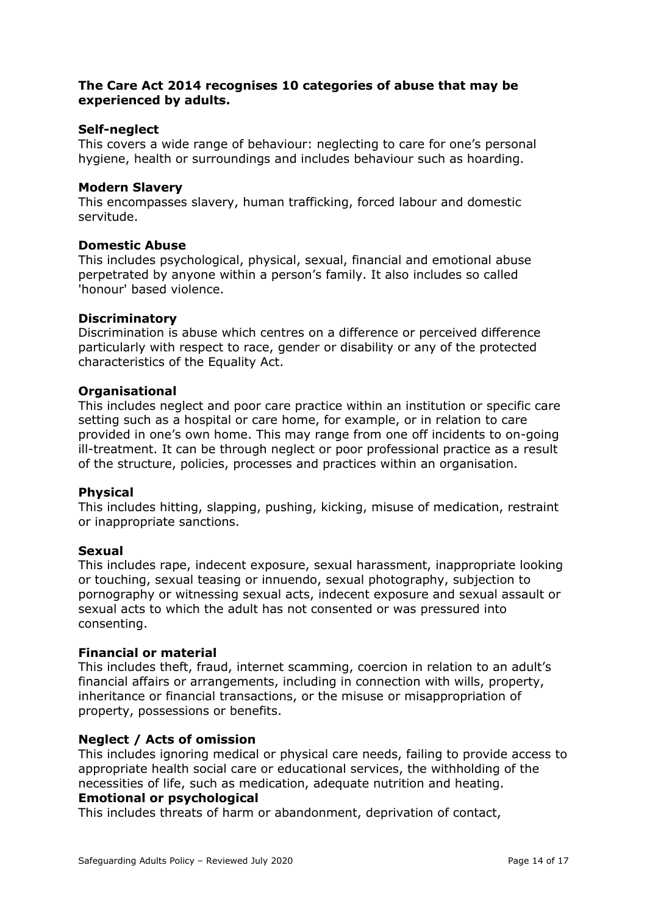**The Care Act 2014 recognises 10 categories of abuse that may be experienced by adults.**

**Self-neglect**
This covers a wide range of behaviour: neglecting to care for one's personal hygiene, health or surroundings and includes behaviour such as hoarding.

**Modern Slavery**
This encompasses slavery, human trafficking, forced labour and domestic servitude.

**Domestic Abuse**
This includes psychological, physical, sexual, financial and emotional abuse perpetrated by anyone within a person's family. It also includes so called 'honour' based violence.

**Discriminatory**
Discrimination is abuse which centres on a difference or perceived difference particularly with respect to race, gender or disability or any of the protected characteristics of the Equality Act.

**Organisational**
This includes neglect and poor care practice within an institution or specific care setting such as a hospital or care home, for example, or in relation to care provided in one's own home. This may range from one off incidents to on-going ill-treatment. It can be through neglect or poor professional practice as a result of the structure, policies, processes and practices within an organisation.

**Physical**
This includes hitting, slapping, pushing, kicking, misuse of medication, restraint or inappropriate sanctions.

**Sexual**
This includes rape, indecent exposure, sexual harassment, inappropriate looking or touching, sexual teasing or innuendo, sexual photography, subjection to pornography or witnessing sexual acts, indecent exposure and sexual assault or sexual acts to which the adult has not consented or was pressured into consenting.

**Financial or material**
This includes theft, fraud, internet scamming, coercion in relation to an adult's financial affairs or arrangements, including in connection with wills, property, inheritance or financial transactions, or the misuse or misappropriation of property, possessions or benefits.

**Neglect / Acts of omission**
This includes ignoring medical or physical care needs, failing to provide access to appropriate health social care or educational services, the withholding of the necessities of life, such as medication, adequate nutrition and heating.

**Emotional or psychological**
This includes threats of harm or abandonment, deprivation of contact,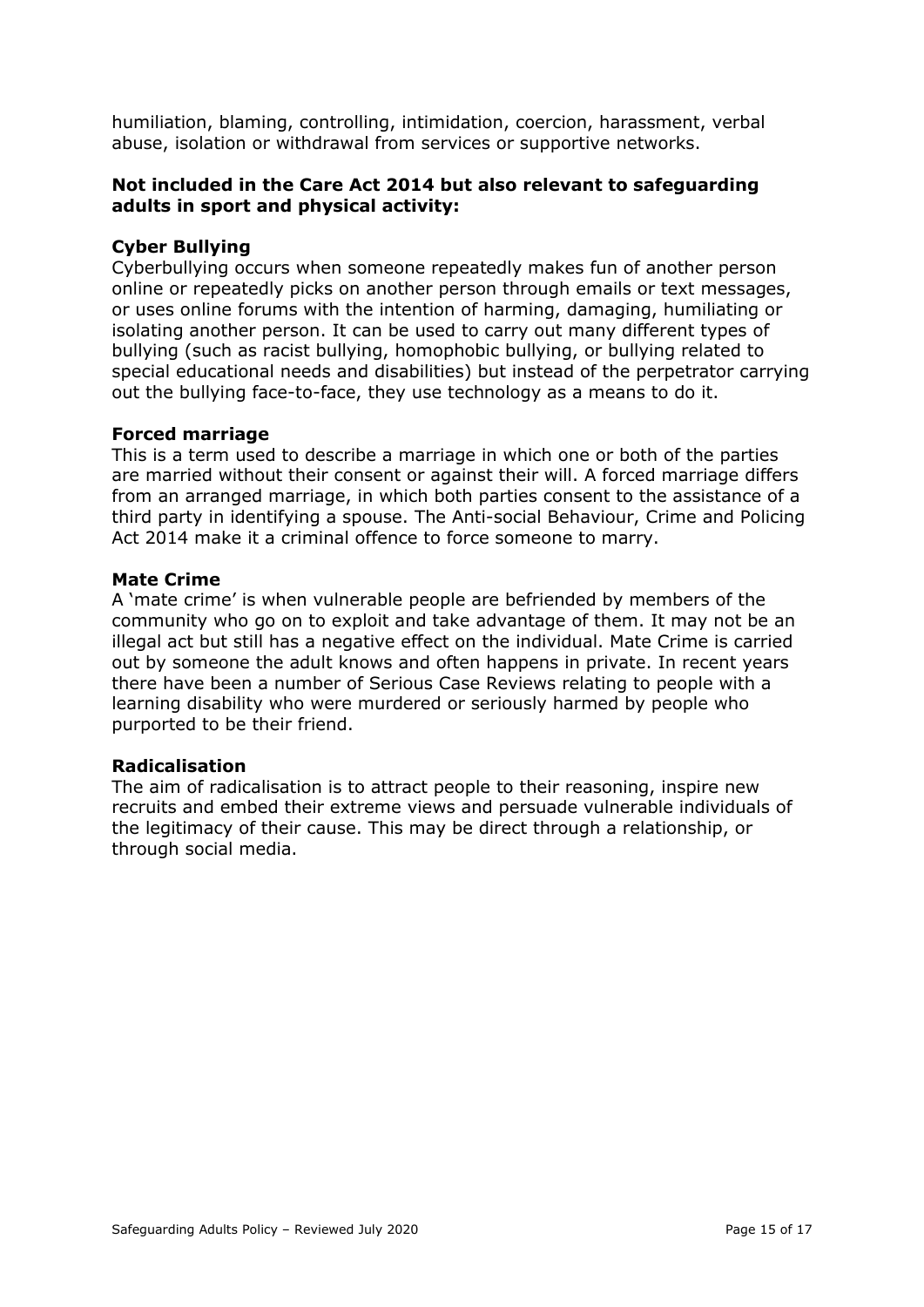humiliation, blaming, controlling, intimidation, coercion, harassment, verbal abuse, isolation or withdrawal from services or supportive networks.

**Not included in the Care Act 2014 but also relevant to safeguarding adults in sport and physical activity:**

**Cyber Bullying**

Cyberbullying occurs when someone repeatedly makes fun of another person online or repeatedly picks on another person through emails or text messages, or uses online forums with the intention of harming, damaging, humiliating or isolating another person. It can be used to carry out many different types of bullying (such as racist bullying, homophobic bullying, or bullying related to special educational needs and disabilities) but instead of the perpetrator carrying out the bullying face-to-face, they use technology as a means to do it.

**Forced marriage**

This is a term used to describe a marriage in which one or both of the parties are married without their consent or against their will. A forced marriage differs from an arranged marriage, in which both parties consent to the assistance of a third party in identifying a spouse. The Anti-social Behaviour, Crime and Policing Act 2014 make it a criminal offence to force someone to marry.

**Mate Crime**

A 'mate crime' is when vulnerable people are befriended by members of the community who go on to exploit and take advantage of them. It may not be an illegal act but still has a negative effect on the individual. Mate Crime is carried out by someone the adult knows and often happens in private. In recent years there have been a number of Serious Case Reviews relating to people with a learning disability who were murdered or seriously harmed by people who purported to be their friend.

**Radicalisation**

The aim of radicalisation is to attract people to their reasoning, inspire new recruits and embed their extreme views and persuade vulnerable individuals of the legitimacy of their cause. This may be direct through a relationship, or through social media.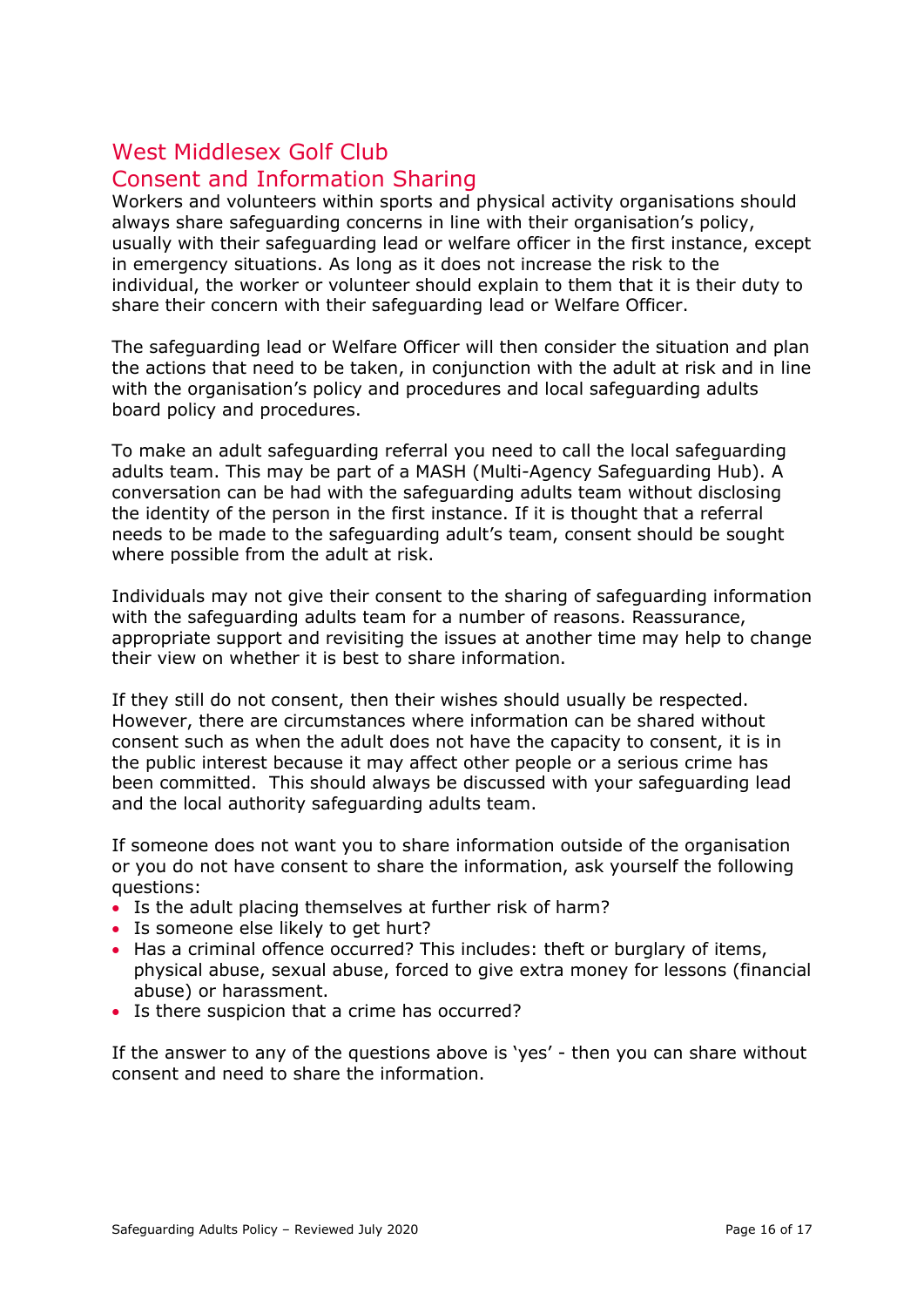## West Middlesex Golf Club
## Consent and Information Sharing

Workers and volunteers within sports and physical activity organisations should always share safeguarding concerns in line with their organisation's policy, usually with their safeguarding lead or welfare officer in the first instance, except in emergency situations. As long as it does not increase the risk to the individual, the worker or volunteer should explain to them that it is their duty to share their concern with their safeguarding lead or Welfare Officer.

The safeguarding lead or Welfare Officer will then consider the situation and plan the actions that need to be taken, in conjunction with the adult at risk and in line with the organisation's policy and procedures and local safeguarding adults board policy and procedures.

To make an adult safeguarding referral you need to call the local safeguarding adults team. This may be part of a MASH (Multi-Agency Safeguarding Hub). A conversation can be had with the safeguarding adults team without disclosing the identity of the person in the first instance. If it is thought that a referral needs to be made to the safeguarding adult's team, consent should be sought where possible from the adult at risk.

Individuals may not give their consent to the sharing of safeguarding information with the safeguarding adults team for a number of reasons. Reassurance, appropriate support and revisiting the issues at another time may help to change their view on whether it is best to share information.

If they still do not consent, then their wishes should usually be respected. However, there are circumstances where information can be shared without consent such as when the adult does not have the capacity to consent, it is in the public interest because it may affect other people or a serious crime has been committed. This should always be discussed with your safeguarding lead and the local authority safeguarding adults team.

If someone does not want you to share information outside of the organisation or you do not have consent to share the information, ask yourself the following questions:

- Is the adult placing themselves at further risk of harm?
- Is someone else likely to get hurt?
- Has a criminal offence occurred? This includes: theft or burglary of items, physical abuse, sexual abuse, forced to give extra money for lessons (financial abuse) or harassment.
- Is there suspicion that a crime has occurred?

If the answer to any of the questions above is 'yes' - then you can share without consent and need to share the information.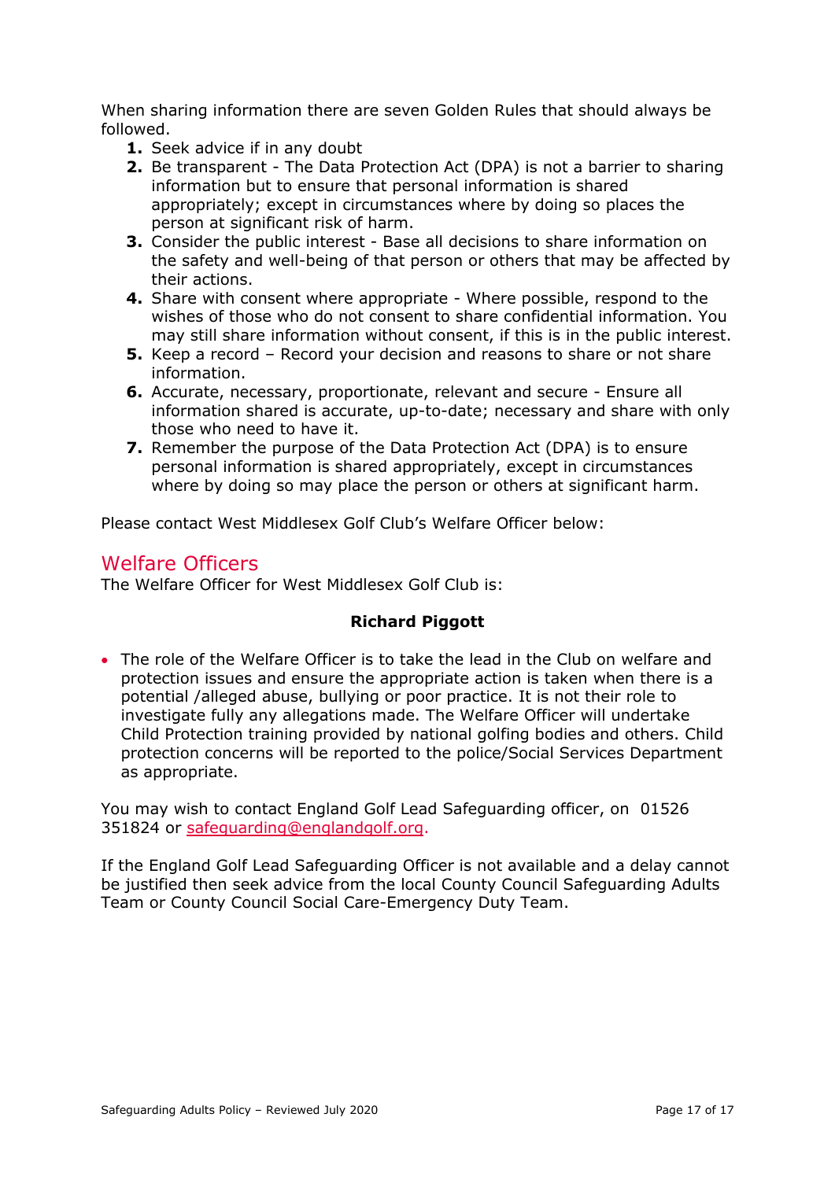When sharing information there are seven Golden Rules that should always be followed.

1. Seek advice if in any doubt
2. Be transparent - The Data Protection Act (DPA) is not a barrier to sharing information but to ensure that personal information is shared appropriately; except in circumstances where by doing so places the person at significant risk of harm.
3. Consider the public interest - Base all decisions to share information on the safety and well-being of that person or others that may be affected by their actions.
4. Share with consent where appropriate - Where possible, respond to the wishes of those who do not consent to share confidential information. You may still share information without consent, if this is in the public interest.
5. Keep a record – Record your decision and reasons to share or not share information.
6. Accurate, necessary, proportionate, relevant and secure - Ensure all information shared is accurate, up-to-date; necessary and share with only those who need to have it.
7. Remember the purpose of the Data Protection Act (DPA) is to ensure personal information is shared appropriately, except in circumstances where by doing so may place the person or others at significant harm.

Please contact West Middlesex Golf Club's Welfare Officer below:

## Welfare Officers

The Welfare Officer for West Middlesex Golf Club is:

**Richard Piggott**

- The role of the Welfare Officer is to take the lead in the Club on welfare and protection issues and ensure the appropriate action is taken when there is a potential /alleged abuse, bullying or poor practice. It is not their role to investigate fully any allegations made. The Welfare Officer will undertake Child Protection training provided by national golfing bodies and others. Child protection concerns will be reported to the police/Social Services Department as appropriate.

You may wish to contact England Golf Lead Safeguarding officer, on 01526 351824 or safeguarding@englandgolf.org.

If the England Golf Lead Safeguarding Officer is not available and a delay cannot be justified then seek advice from the local County Council Safeguarding Adults Team or County Council Social Care-Emergency Duty Team.